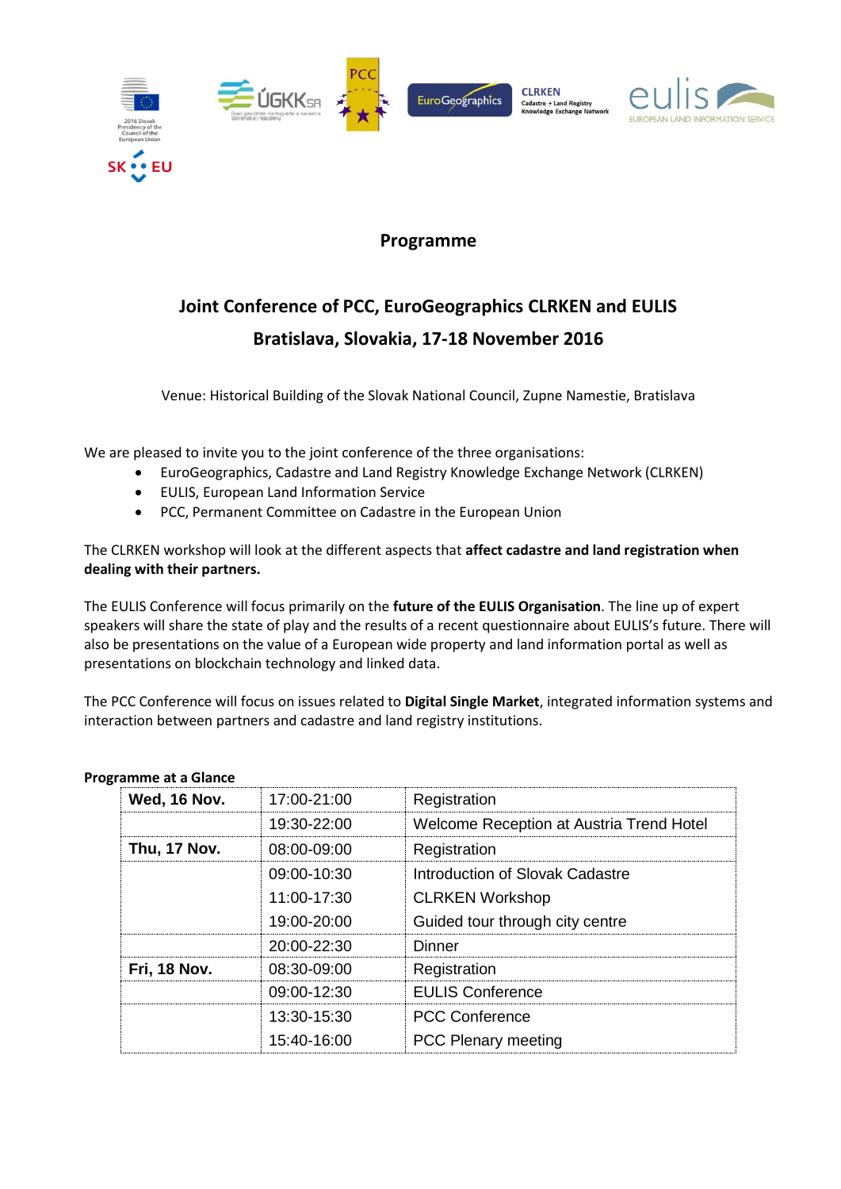# Programme

## Joint Conference of PCC, EuroGeographics CLRKEN and EULIS

## Bratislava, Slovakia, 17-18 November 2016

Venue: Historical Building of the Slovak National Council, Zupne Namestie, Bratislava

We are pleased to invite you to the joint conference of the three organisations:

- EuroGeographics, Cadastre and Land Registry Knowledge Exchange Network (CLRKEN)
- EULIS, European Land Information Service
- PCC, Permanent Committee on Cadastre in the European Union

The CLRKEN workshop will look at the different aspects that **affect cadastre and land registration when dealing with their partners.**

The EULIS Conference will focus primarily on the **future of the EULIS Organisation**. The line up of expert speakers will share the state of play and the results of a recent questionnaire about EULIS's future. There will also be presentations on the value of a European wide property and land information portal as well as presentations on blockchain technology and linked data.

The PCC Conference will focus on issues related to **Digital Single Market**, integrated information systems and interaction between partners and cadastre and land registry institutions.

**Programme at a Glance**

| | | |
|---|---|---|
| **Wed, 16 Nov.** | 17:00-21:00 | Registration |
| | 19:30-22:00 | Welcome Reception at Austria Trend Hotel |
| **Thu, 17 Nov.** | 08:00-09:00 | Registration |
| | 09:00-10:30 | Introduction of Slovak Cadastre |
| | 11:00-17:30 | CLRKEN Workshop |
| | 19:00-20:00 | Guided tour through city centre |
| | 20:00-22:30 | Dinner |
| **Fri, 18 Nov.** | 08:30-09:00 | Registration |
| | 09:00-12:30 | EULIS Conference |
| | 13:30-15:30 | PCC Conference |
| | 15:40-16:00 | PCC Plenary meeting |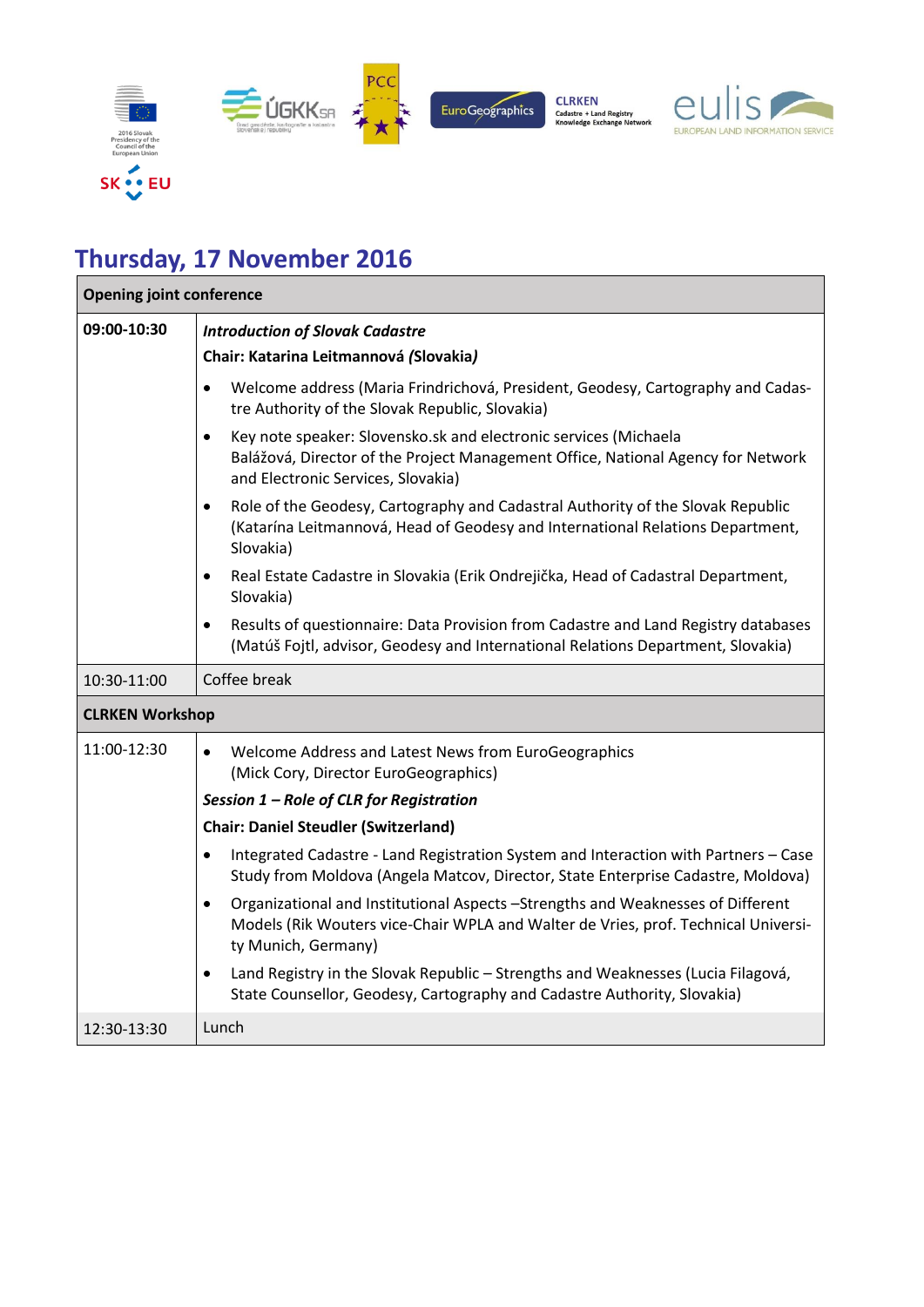## Thursday, 17 November 2016

| **Opening joint conference** | |
|---|---|
| **09:00-10:30** | ***Introduction of Slovak Cadastre*** <br> **Chair: Katarina Leitmannová *(Slovakia)*** <br> • Welcome address (Maria Frindrichová, President, Geodesy, Cartography and Cadastre Authority of the Slovak Republic, Slovakia) <br> • Key note speaker: Slovensko.sk and electronic services (Michaela Balážová, Director of the Project Management Office, National Agency for Network and Electronic Services, Slovakia) <br> • Role of the Geodesy, Cartography and Cadastral Authority of the Slovak Republic (Katarína Leitmannová, Head of Geodesy and International Relations Department, Slovakia) <br> • Real Estate Cadastre in Slovakia (Erik Ondrejička, Head of Cadastral Department, Slovakia) <br> • Results of questionnaire: Data Provision from Cadastre and Land Registry databases (Matúš Fojtl, advisor, Geodesy and International Relations Department, Slovakia) |
| 10:30-11:00 | Coffee break |
| **CLRKEN Workshop** | |
| 11:00-12:30 | • Welcome Address and Latest News from EuroGeographics (Mick Cory, Director EuroGeographics) <br> ***Session 1 – Role of CLR for Registration*** <br> **Chair: Daniel Steudler (Switzerland)** <br> • Integrated Cadastre - Land Registration System and Interaction with Partners – Case Study from Moldova (Angela Matcov, Director, State Enterprise Cadastre, Moldova) <br> • Organizational and Institutional Aspects –Strengths and Weaknesses of Different Models (Rik Wouters vice-Chair WPLA and Walter de Vries, prof. Technical University Munich, Germany) <br> • Land Registry in the Slovak Republic – Strengths and Weaknesses (Lucia Filagová, State Counsellor, Geodesy, Cartography and Cadastre Authority, Slovakia) |
| 12:30-13:30 | Lunch |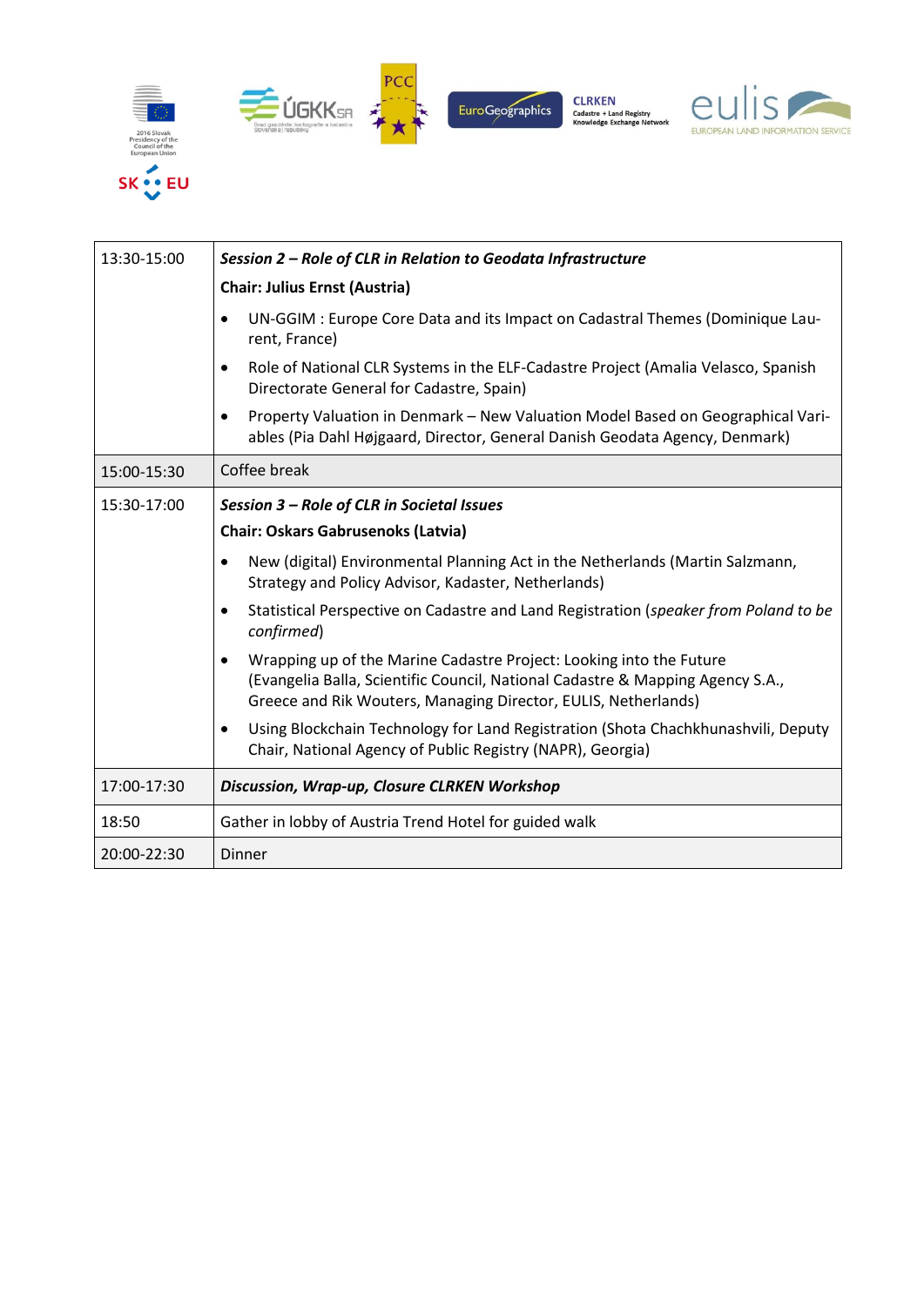| | |
|---|---|
| 13:30-15:00 | ***Session 2 – Role of CLR in Relation to Geodata Infrastructure***<br>**Chair: Julius Ernst (Austria)**<br>• UN-GGIM : Europe Core Data and its Impact on Cadastral Themes (Dominique Laurent, France)<br>• Role of National CLR Systems in the ELF-Cadastre Project (Amalia Velasco, Spanish Directorate General for Cadastre, Spain)<br>• Property Valuation in Denmark – New Valuation Model Based on Geographical Variables (Pia Dahl Højgaard, Director, General Danish Geodata Agency, Denmark) |
| 15:00-15:30 | Coffee break |
| 15:30-17:00 | ***Session 3 – Role of CLR in Societal Issues***<br>**Chair: Oskars Gabrusenoks (Latvia)**<br>• New (digital) Environmental Planning Act in the Netherlands (Martin Salzmann, Strategy and Policy Advisor, Kadaster, Netherlands)<br>• Statistical Perspective on Cadastre and Land Registration (*speaker from Poland to be confirmed*)<br>• Wrapping up of the Marine Cadastre Project: Looking into the Future (Evangelia Balla, Scientific Council, National Cadastre & Mapping Agency S.A., Greece and Rik Wouters, Managing Director, EULIS, Netherlands)<br>• Using Blockchain Technology for Land Registration (Shota Chachkhunashvili, Deputy Chair, National Agency of Public Registry (NAPR), Georgia) |
| 17:00-17:30 | ***Discussion, Wrap-up, Closure CLRKEN Workshop*** |
| 18:50 | Gather in lobby of Austria Trend Hotel for guided walk |
| 20:00-22:30 | Dinner |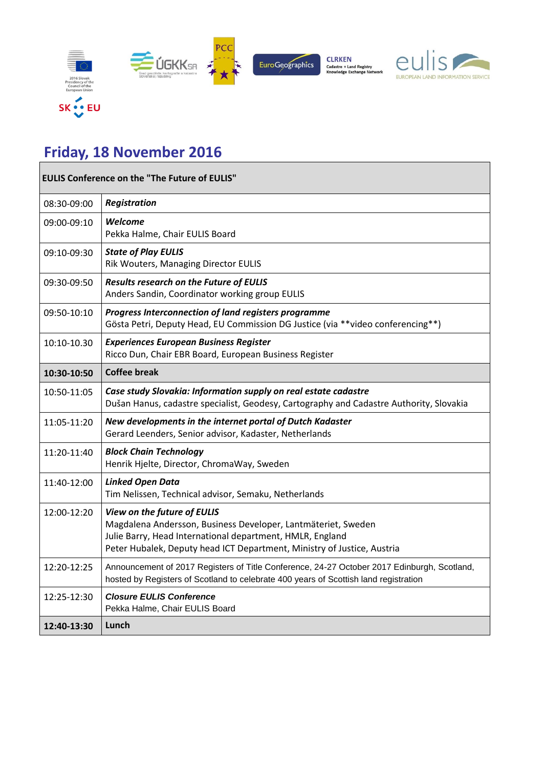# Friday, 18 November 2016

| EULIS Conference on the "The Future of EULIS" | |
|---|---|
| 08:30-09:00 | ***Registration*** |
| 09:00-09:10 | ***Welcome*** <br> Pekka Halme, Chair EULIS Board |
| 09:10-09:30 | ***State of Play EULIS*** <br> Rik Wouters, Managing Director EULIS |
| 09:30-09:50 | ***Results research on the Future of EULIS*** <br> Anders Sandin, Coordinator working group EULIS |
| 09:50-10:10 | ***Progress Interconnection of land registers programme*** <br> Gösta Petri, Deputy Head, EU Commission DG Justice (via **video conferencing**) |
| 10:10-10.30 | ***Experiences European Business Register*** <br> Ricco Dun, Chair EBR Board, European Business Register |
| **10:30-10:50** | **Coffee break** |
| 10:50-11:05 | ***Case study Slovakia: Information supply on real estate cadastre*** <br> Dušan Hanus, cadastre specialist, Geodesy, Cartography and Cadastre Authority, Slovakia |
| 11:05-11:20 | ***New developments in the internet portal of Dutch Kadaster*** <br> Gerard Leenders, Senior advisor, Kadaster, Netherlands |
| 11:20-11:40 | ***Block Chain Technology*** <br> Henrik Hjelte, Director, ChromaWay, Sweden |
| 11:40-12:00 | ***Linked Open Data*** <br> Tim Nelissen, Technical advisor, Semaku, Netherlands |
| 12:00-12:20 | ***View on the future of EULIS*** <br> Magdalena Andersson, Business Developer, Lantmäteriet, Sweden <br> Julie Barry, Head International department, HMLR, England <br> Peter Hubalek, Deputy head ICT Department, Ministry of Justice, Austria |
| 12:20-12:25 | Announcement of 2017 Registers of Title Conference, 24-27 October 2017 Edinburgh, Scotland, hosted by Registers of Scotland to celebrate 400 years of Scottish land registration |
| 12:25-12:30 | ***Closure EULIS Conference*** <br> Pekka Halme, Chair EULIS Board |
| **12:40-13:30** | **Lunch** |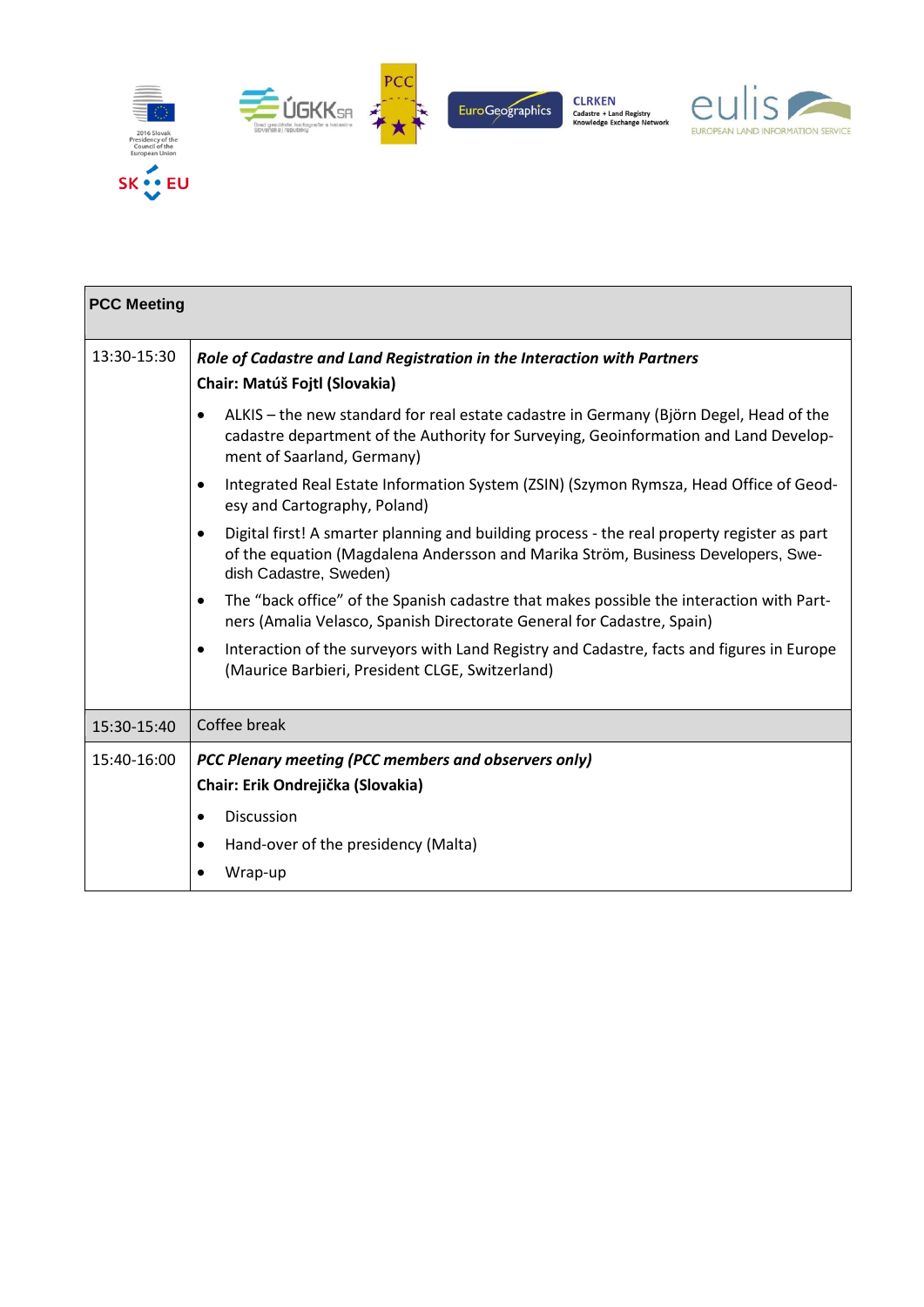| PCC Meeting | |
|---|---|
| 13:30-15:30 | ***Role of Cadastre and Land Registration in the Interaction with Partners*** <br> **Chair: Matúš Fojtl (Slovakia)** <br> • ALKIS – the new standard for real estate cadastre in Germany (Björn Degel, Head of the cadastre department of the Authority for Surveying, Geoinformation and Land Development of Saarland, Germany) <br> • Integrated Real Estate Information System (ZSIN) (Szymon Rymsza, Head Office of Geodesy and Cartography, Poland) <br> • Digital first! A smarter planning and building process - the real property register as part of the equation (Magdalena Andersson and Marika Ström, Business Developers, Swedish Cadastre, Sweden) <br> • The “back office” of the Spanish cadastre that makes possible the interaction with Partners (Amalia Velasco, Spanish Directorate General for Cadastre, Spain) <br> • Interaction of the surveyors with Land Registry and Cadastre, facts and figures in Europe (Maurice Barbieri, President CLGE, Switzerland) |
| 15:30-15:40 | Coffee break |
| 15:40-16:00 | ***PCC Plenary meeting (PCC members and observers only)*** <br> **Chair: Erik Ondrejička (Slovakia)** <br> • Discussion <br> • Hand-over of the presidency (Malta) <br> • Wrap-up |